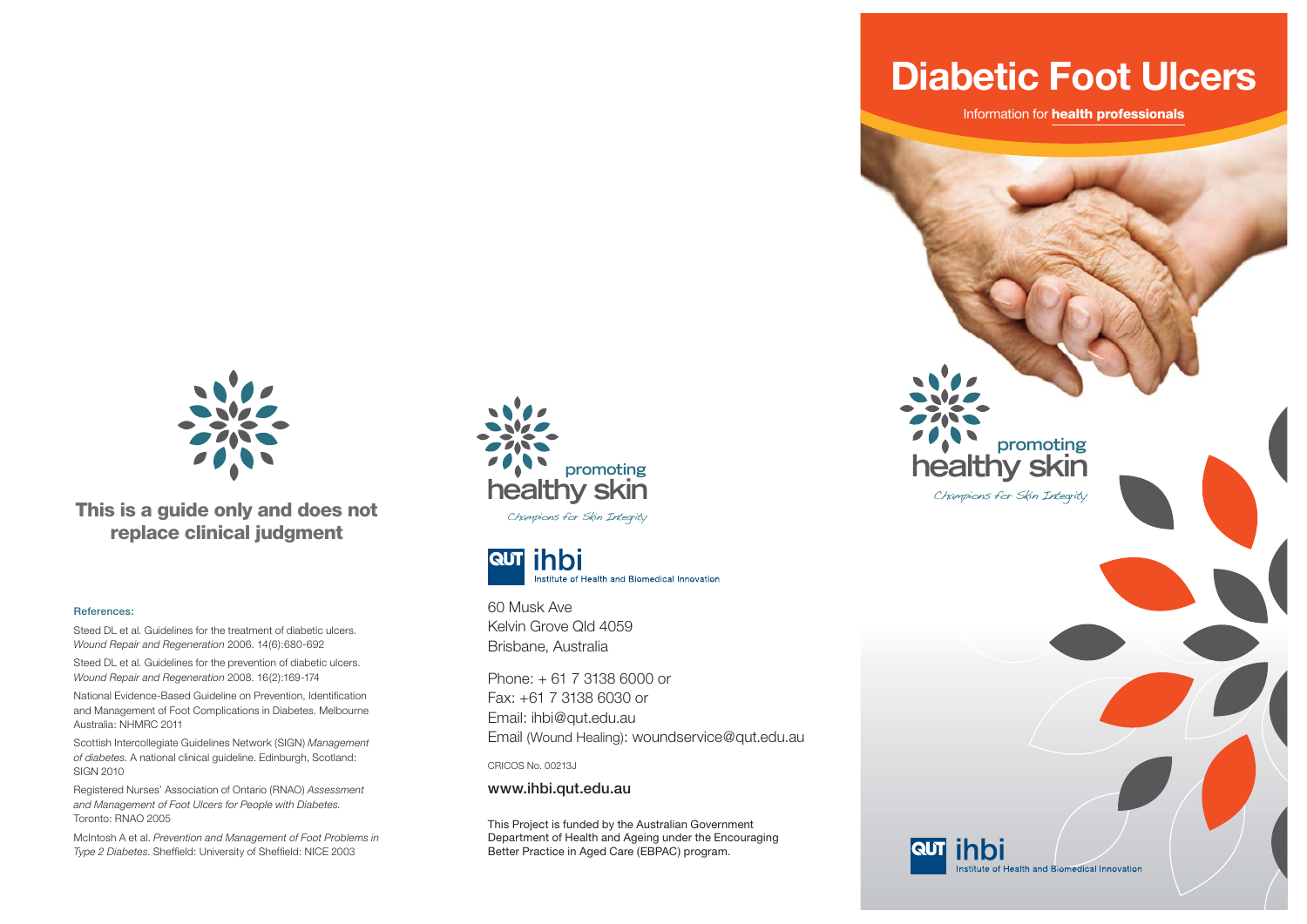**This is a guide only and does not replace clinical judgment**

**References:**

Steed DL et al. Guidelines for the treatment of diabetic ulcers. *Wound Repair and Regeneration* 2006. 14(6):680-692

Steed DL et al. Guidelines for the prevention of diabetic ulcers. *Wound Repair and Regeneration* 2008. 16(2):169-174

National Evidence-Based Guideline on Prevention, Identification and Management of Foot Complications in Diabetes. Melbourne Australia: NHMRC 2011

Scottish Intercollegiate Guidelines Network (SIGN) *Management of diabetes*. A national clinical guideline. Edinburgh, Scotland: SIGN 2010

Registered Nurses' Association of Ontario (RNAO) *Assessment and Management of Foot Ulcers for People with Diabetes.* Toronto: RNAO 2005

McIntosh A et al. *Prevention and Management of Foot Problems in Type 2 Diabetes*. Sheffield: University of Sheffield: NICE 2003

promoting healthy skin

Champions for Skin Integrity

QUT ihbi Institute of Health and Biomedical Innovation

60 Musk Ave
Kelvin Grove Qld 4059
Brisbane, Australia

Phone: + 61 7 3138 6000 or
Fax: +61 7 3138 6030 or
Email: ihbi@qut.edu.au
Email (Wound Healing): woundservice@qut.edu.au

CRICOS No. 00213J

**www.ihbi.qut.edu.au**

This Project is funded by the Australian Government Department of Health and Ageing under the Encouraging Better Practice in Aged Care (EBPAC) program.

# Diabetic Foot Ulcers

Information for **health professionals**

promoting healthy skin

Champions for Skin Integrity

QUT ihbi Institute of Health and Biomedical Innovation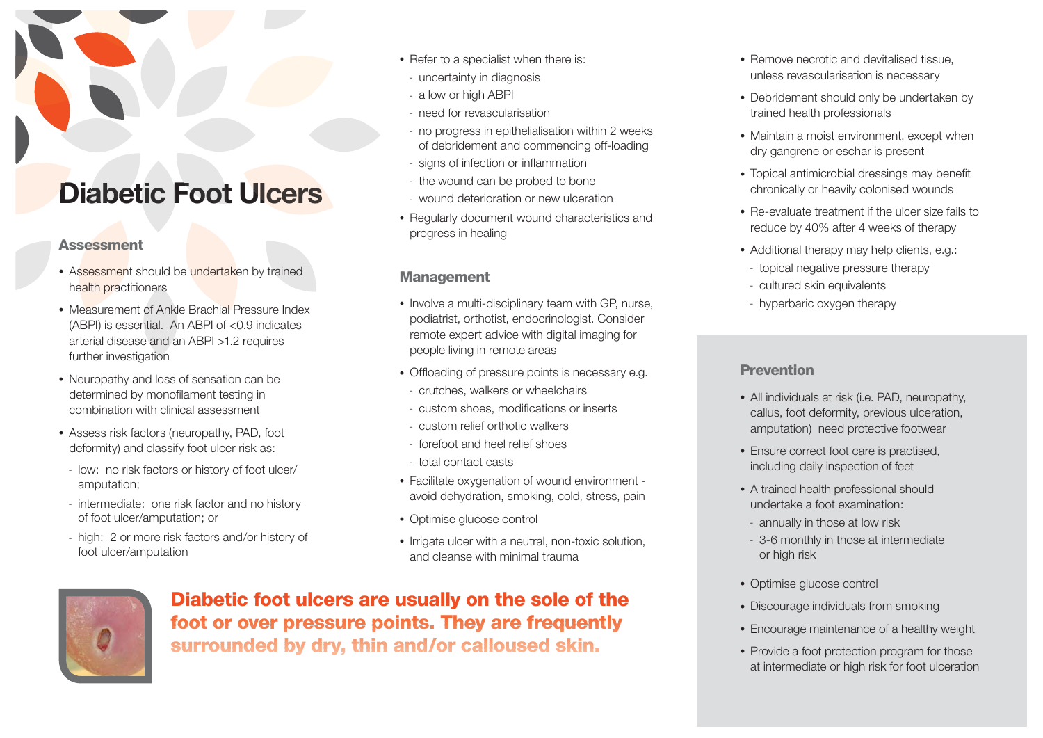# Diabetic Foot Ulcers

## Assessment

- Assessment should be undertaken by trained health practitioners
- Measurement of Ankle Brachial Pressure Index (ABPI) is essential. An ABPI of <0.9 indicates arterial disease and an ABPI >1.2 requires further investigation
- Neuropathy and loss of sensation can be determined by monofilament testing in combination with clinical assessment
- Assess risk factors (neuropathy, PAD, foot deformity) and classify foot ulcer risk as:
  - low: no risk factors or history of foot ulcer/amputation;
  - intermediate: one risk factor and no history of foot ulcer/amputation; or
  - high: 2 or more risk factors and/or history of foot ulcer/amputation
- Refer to a specialist when there is:
  - uncertainty in diagnosis
  - a low or high ABPI
  - need for revascularisation
  - no progress in epithelialisation within 2 weeks of debridement and commencing off-loading
  - signs of infection or inflammation
  - the wound can be probed to bone
  - wound deterioration or new ulceration
- Regularly document wound characteristics and progress in healing

## Management

- Involve a multi-disciplinary team with GP, nurse, podiatrist, orthotist, endocrinologist. Consider remote expert advice with digital imaging for people living in remote areas
- Offloading of pressure points is necessary e.g.
  - crutches, walkers or wheelchairs
  - custom shoes, modifications or inserts
  - custom relief orthotic walkers
  - forefoot and heel relief shoes
  - total contact casts
- Facilitate oxygenation of wound environment - avoid dehydration, smoking, cold, stress, pain
- Optimise glucose control
- Irrigate ulcer with a neutral, non-toxic solution, and cleanse with minimal trauma
- Remove necrotic and devitalised tissue, unless revascularisation is necessary
- Debridement should only be undertaken by trained health professionals
- Maintain a moist environment, except when dry gangrene or eschar is present
- Topical antimicrobial dressings may benefit chronically or heavily colonised wounds
- Re-evaluate treatment if the ulcer size fails to reduce by 40% after 4 weeks of therapy
- Additional therapy may help clients, e.g.:
  - topical negative pressure therapy
  - cultured skin equivalents
  - hyperbaric oxygen therapy

**Diabetic foot ulcers are usually on the sole of the foot or over pressure points. They are frequently surrounded by dry, thin and/or calloused skin.**

## Prevention

- All individuals at risk (i.e. PAD, neuropathy, callus, foot deformity, previous ulceration, amputation) need protective footwear
- Ensure correct foot care is practised, including daily inspection of feet
- A trained health professional should undertake a foot examination:
  - annually in those at low risk
  - 3-6 monthly in those at intermediate or high risk
- Optimise glucose control
- Discourage individuals from smoking
- Encourage maintenance of a healthy weight
- Provide a foot protection program for those at intermediate or high risk for foot ulceration